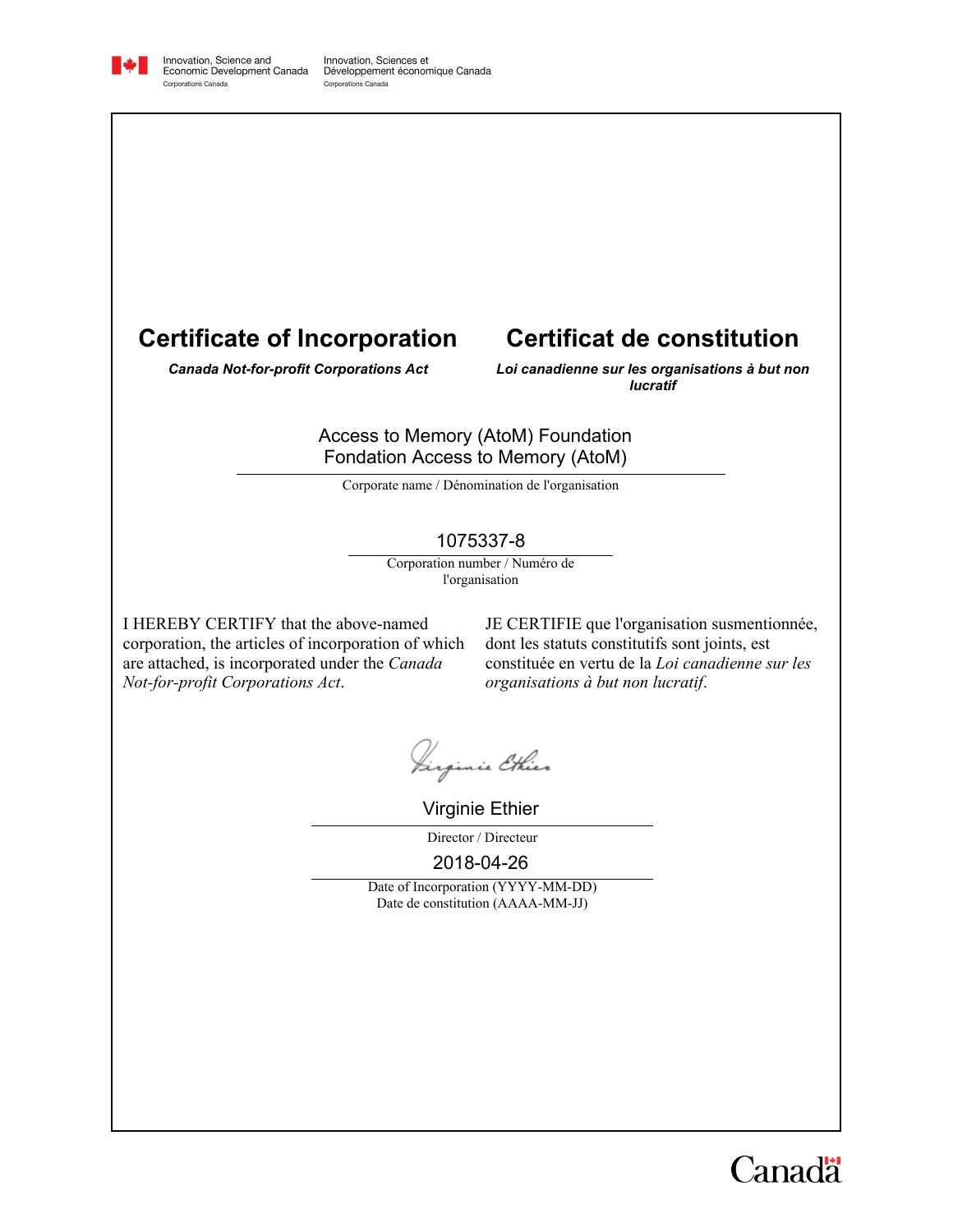Innovation, Science and Economic Development Canada
Corporations Canada

Innovation, Sciences et Développement économique Canada
Corporations Canada

# Certificate of Incorporation

***Canada Not-for-profit Corporations Act***

# Certificat de constitution

***Loi canadienne sur les organisations à but non lucratif***

Access to Memory (AtoM) Foundation
Fondation Access to Memory (AtoM)

Corporate name / Dénomination de l'organisation

1075337-8

Corporation number / Numéro de l'organisation

I HEREBY CERTIFY that the above-named corporation, the articles of incorporation of which are attached, is incorporated under the *Canada Not-for-profit Corporations Act*.

JE CERTIFIE que l'organisation susmentionnée, dont les statuts constitutifs sont joints, est constituée en vertu de la *Loi canadienne sur les organisations à but non lucratif*.

Virginie Ethier

Director / Directeur

2018-04-26

Date of Incorporation (YYYY-MM-DD)
Date de constitution (AAAA-MM-JJ)

Canada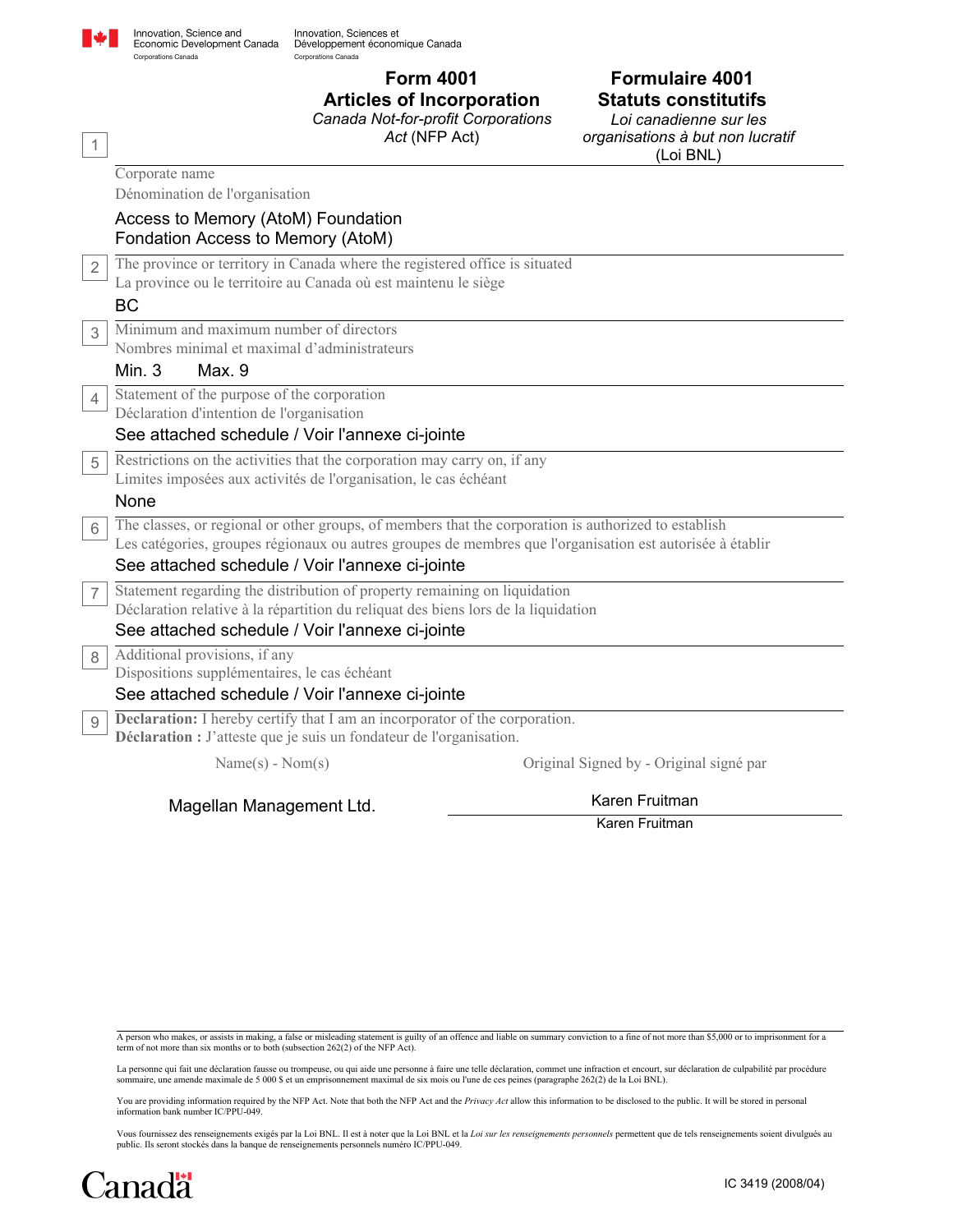Innovation, Science and Economic Development Canada
Corporations Canada

Innovation, Sciences et Développement économique Canada
Corporations Canada

# Form 4001
## Articles of Incorporation
*Canada Not-for-profit Corporations Act* (NFP Act)

# Formulaire 4001
## Statuts constitutifs
*Loi canadienne sur les organisations à but non lucratif* (Loi BNL)

**1** Corporate name
Dénomination de l'organisation

Access to Memory (AtoM) Foundation
Fondation Access to Memory (AtoM)

**2** The province or territory in Canada where the registered office is situated
La province ou le territoire au Canada où est maintenu le siège

BC

**3** Minimum and maximum number of directors
Nombres minimal et maximal d'administrateurs

Min. 3 Max. 9

**4** Statement of the purpose of the corporation
Déclaration d'intention de l'organisation

See attached schedule / Voir l'annexe ci-jointe

**5** Restrictions on the activities that the corporation may carry on, if any
Limites imposées aux activités de l'organisation, le cas échéant

None

**6** The classes, or regional or other groups, of members that the corporation is authorized to establish
Les catégories, groupes régionaux ou autres groupes de membres que l'organisation est autorisée à établir

See attached schedule / Voir l'annexe ci-jointe

**7** Statement regarding the distribution of property remaining on liquidation
Déclaration relative à la répartition du reliquat des biens lors de la liquidation

See attached schedule / Voir l'annexe ci-jointe

**8** Additional provisions, if any
Dispositions supplémentaires, le cas échéant

See attached schedule / Voir l'annexe ci-jointe

**9** **Declaration:** I hereby certify that I am an incorporator of the corporation.
**Déclaration :** J'atteste que je suis un fondateur de l'organisation.

| Name(s) - Nom(s) | Original Signed by - Original signé par |
|---|---|
| Magellan Management Ltd. | Karen Fruitman<br>Karen Fruitman |

A person who makes, or assists in making, a false or misleading statement is guilty of an offence and liable on summary conviction to a fine of not more than $5,000 or to imprisonment for a term of not more than six months or to both (subsection 262(2) of the NFP Act).

La personne qui fait une déclaration fausse ou trompeuse, ou qui aide une personne à faire une telle déclaration, commet une infraction et encourt, sur déclaration de culpabilité par procédure sommaire, une amende maximale de 5 000 $ et un emprisonnement maximal de six mois ou l'une de ces peines (paragraphe 262(2) de la Loi BNL).

You are providing information required by the NFP Act. Note that both the NFP Act and the *Privacy Act* allow this information to be disclosed to the public. It will be stored in personal information bank number IC/PPU-049.

Vous fournissez des renseignements exigés par la Loi BNL. Il est à noter que la Loi BNL et la *Loi sur les renseignements personnels* permettent que de tels renseignements soient divulgués au public. Ils seront stockés dans la banque de renseignements personnels numéro IC/PPU-049.

Canada

IC 3419 (2008/04)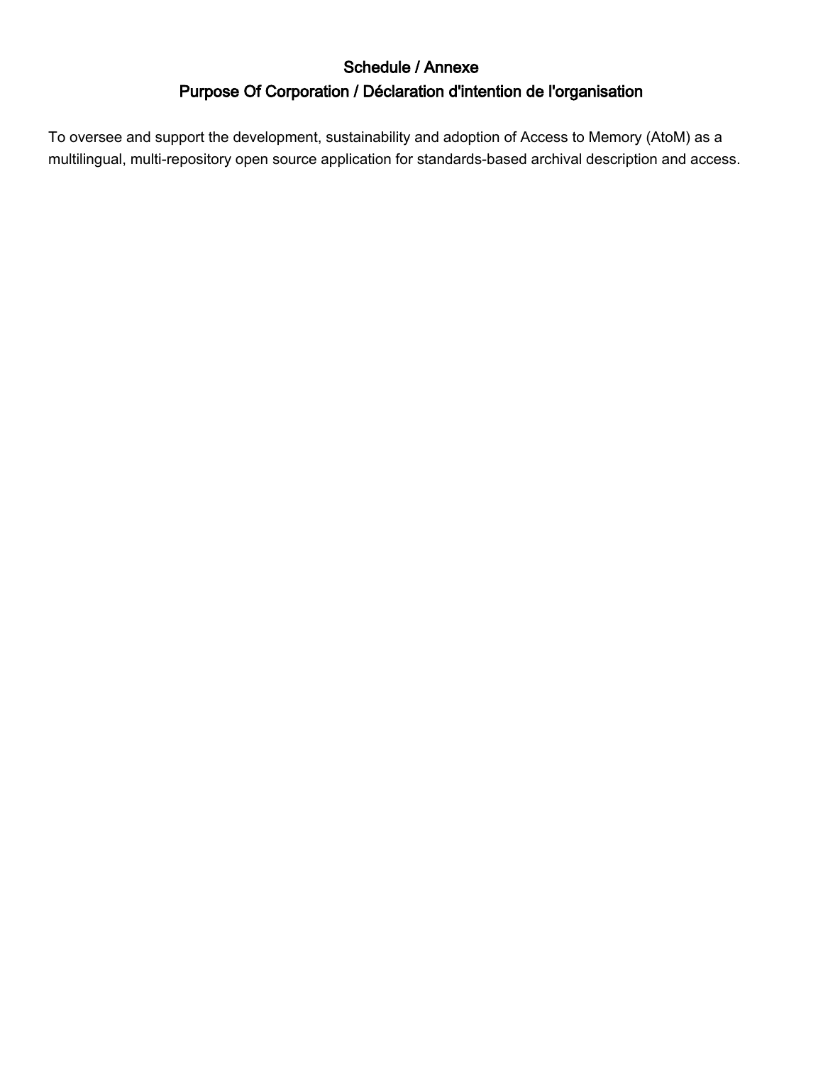## Schedule / Annexe

## Purpose Of Corporation / Déclaration d'intention de l'organisation

To oversee and support the development, sustainability and adoption of Access to Memory (AtoM) as a multilingual, multi-repository open source application for standards-based archival description and access.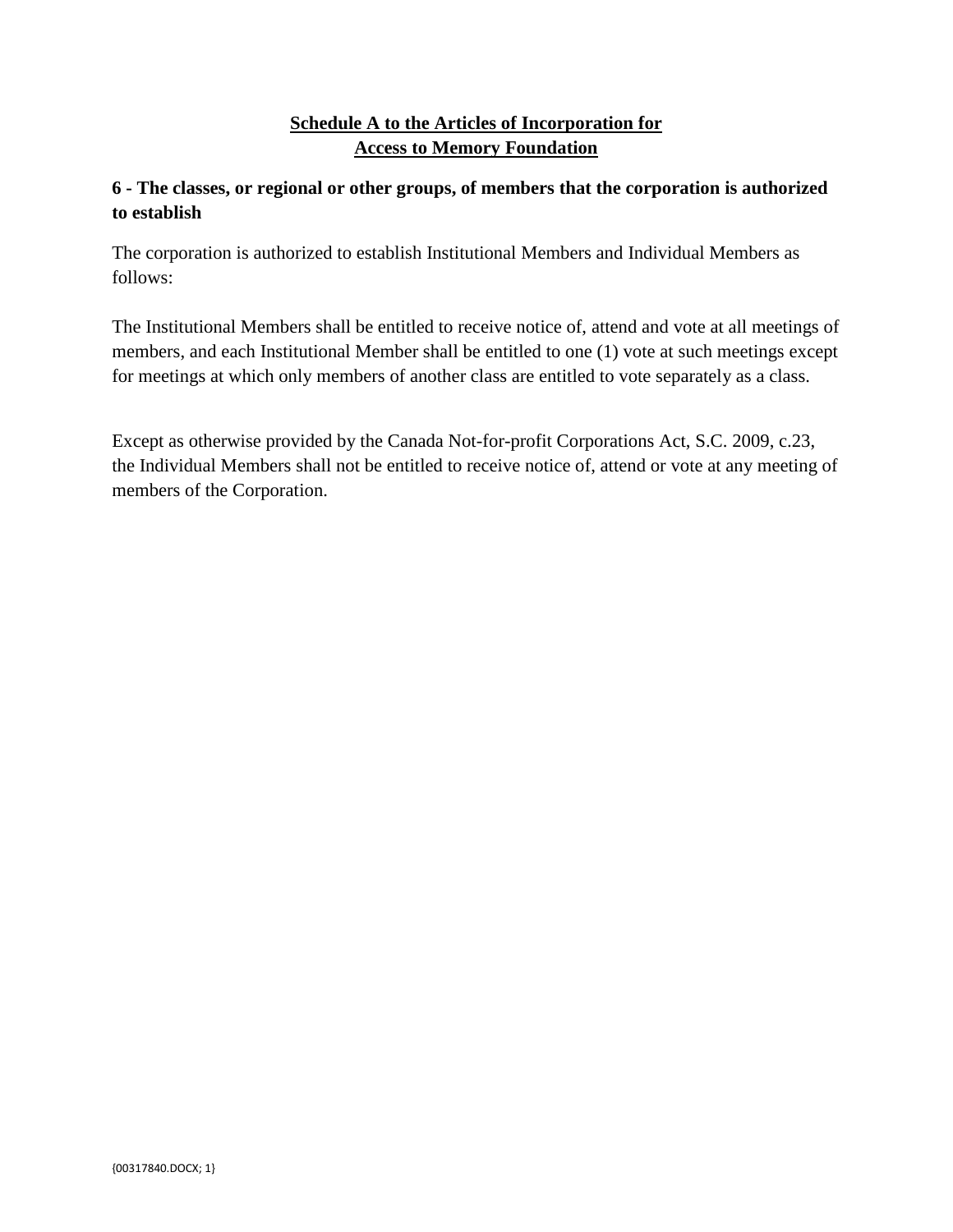**Schedule A to the Articles of Incorporation for**
**Access to Memory Foundation**

**6 - The classes, or regional or other groups, of members that the corporation is authorized to establish**

The corporation is authorized to establish Institutional Members and Individual Members as follows:

The Institutional Members shall be entitled to receive notice of, attend and vote at all meetings of members, and each Institutional Member shall be entitled to one (1) vote at such meetings except for meetings at which only members of another class are entitled to vote separately as a class.

Except as otherwise provided by the Canada Not-for-profit Corporations Act, S.C. 2009, c.23, the Individual Members shall not be entitled to receive notice of, attend or vote at any meeting of members of the Corporation.

{00317840.DOCX; 1}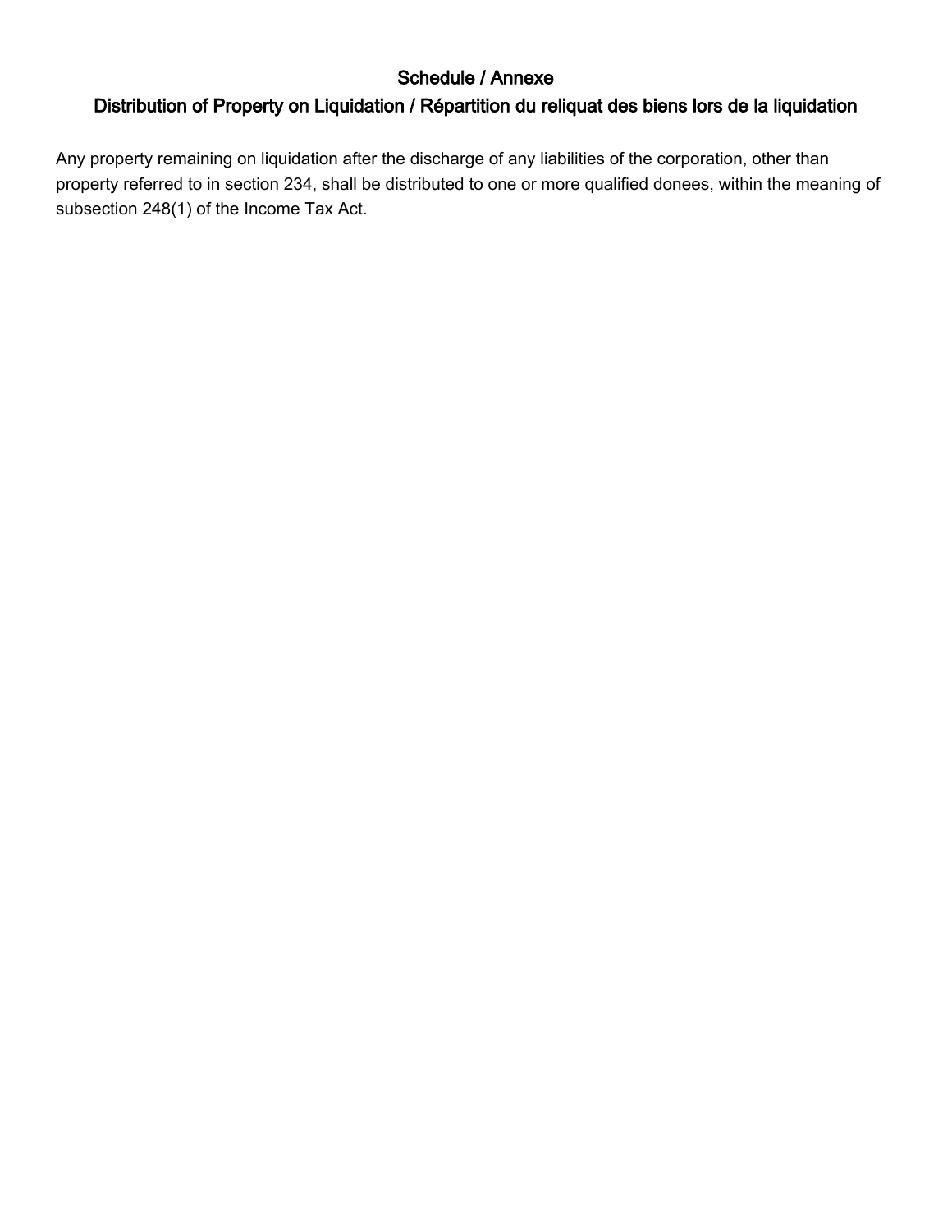## Schedule / Annexe

## Distribution of Property on Liquidation / Répartition du reliquat des biens lors de la liquidation

Any property remaining on liquidation after the discharge of any liabilities of the corporation, other than property referred to in section 234, shall be distributed to one or more qualified donees, within the meaning of subsection 248(1) of the Income Tax Act.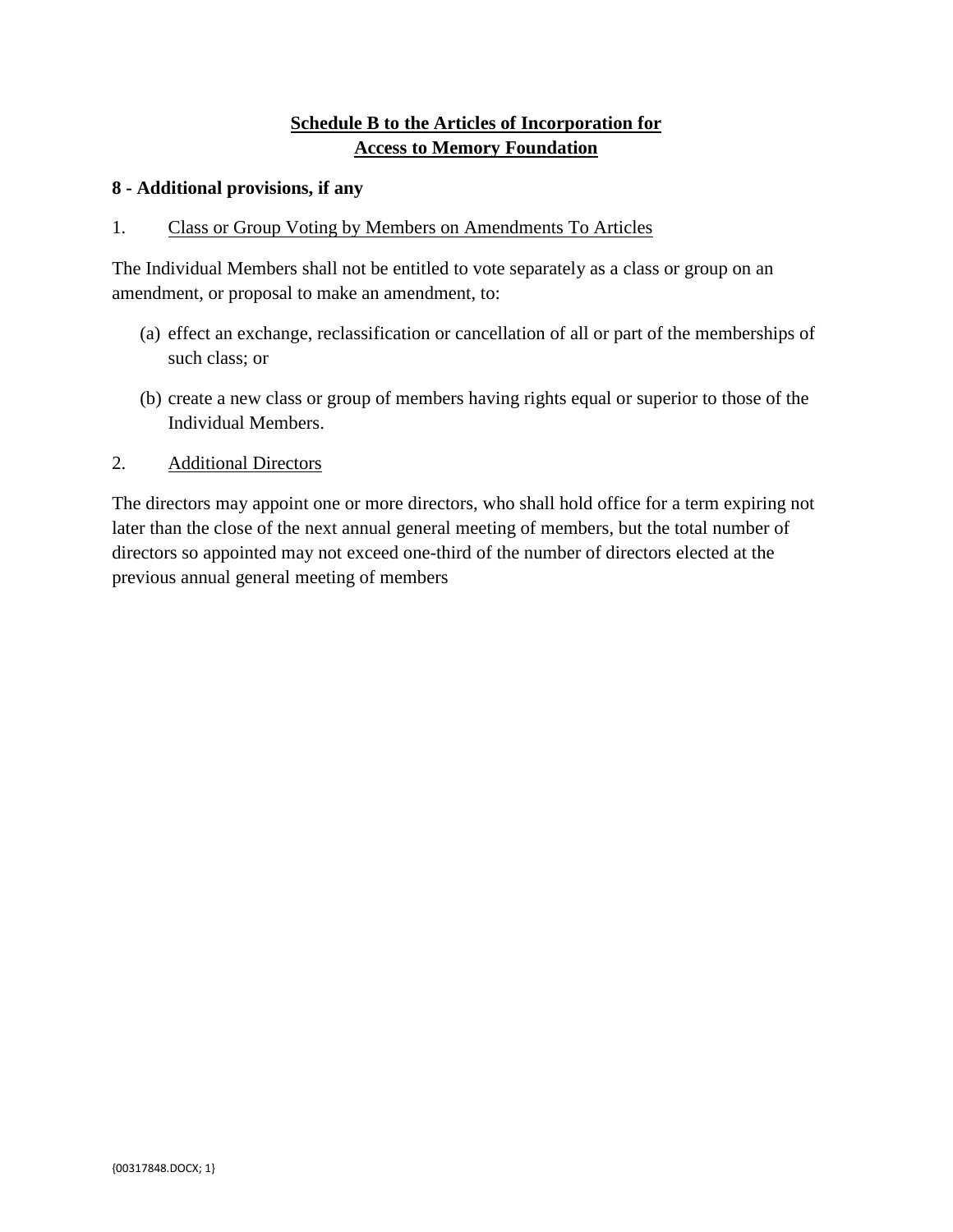**Schedule B to the Articles of Incorporation for**
**Access to Memory Foundation**

**8 - Additional provisions, if any**

1. Class or Group Voting by Members on Amendments To Articles

The Individual Members shall not be entitled to vote separately as a class or group on an amendment, or proposal to make an amendment, to:

(a) effect an exchange, reclassification or cancellation of all or part of the memberships of such class; or

(b) create a new class or group of members having rights equal or superior to those of the Individual Members.

2. Additional Directors

The directors may appoint one or more directors, who shall hold office for a term expiring not later than the close of the next annual general meeting of members, but the total number of directors so appointed may not exceed one-third of the number of directors elected at the previous annual general meeting of members

{00317848.DOCX; 1}